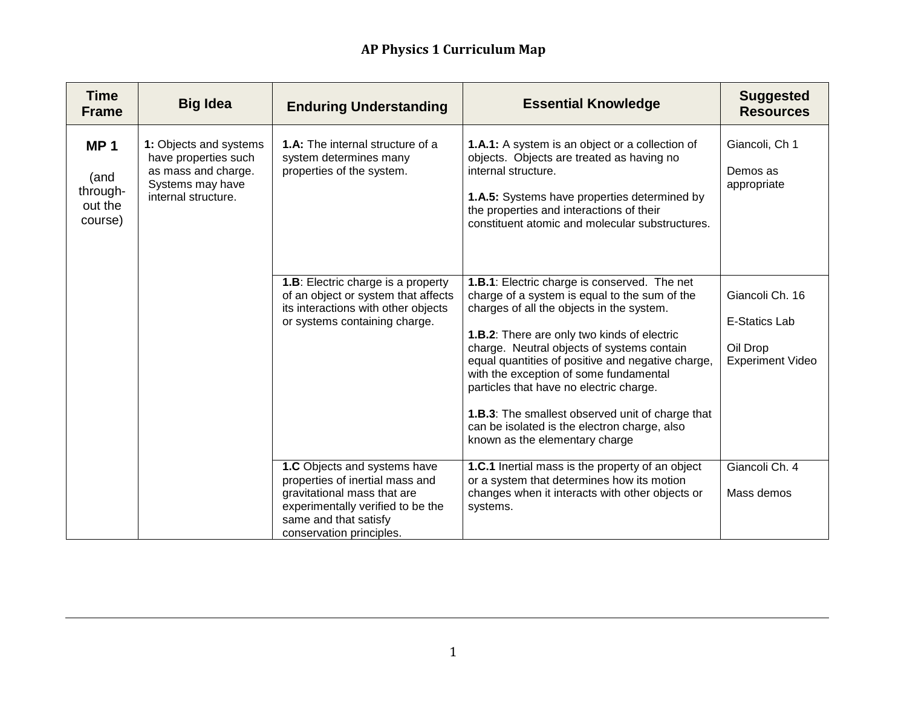# AP Physics 1 Curriculum Map

| Time Frame | Big Idea | Enduring Understanding | Essential Knowledge | Suggested Resources |
|---|---|---|---|---|
| **MP 1** (and through-out the course) | **1:** Objects and systems have properties such as mass and charge. Systems may have internal structure. | **1.A:** The internal structure of a system determines many properties of the system. | **1.A.1:** A system is an object or a collection of objects. Objects are treated as having no internal structure.<br><br>**1.A.5:** Systems have properties determined by the properties and interactions of their constituent atomic and molecular substructures. | Giancoli, Ch 1<br><br>Demos as appropriate |
| | | **1.B**: Electric charge is a property of an object or system that affects its interactions with other objects or systems containing charge. | **1.B.1**: Electric charge is conserved. The net charge of a system is equal to the sum of the charges of all the objects in the system.<br><br>**1.B.2**: There are only two kinds of electric charge. Neutral objects of systems contain equal quantities of positive and negative charge, with the exception of some fundamental particles that have no electric charge.<br><br>**1.B.3**: The smallest observed unit of charge that can be isolated is the electron charge, also known as the elementary charge | Giancoli Ch. 16<br><br>E-Statics Lab<br><br>Oil Drop Experiment Video |
| | | **1.C** Objects and systems have properties of inertial mass and gravitational mass that are experimentally verified to be the same and that satisfy conservation principles. | **1.C.1** Inertial mass is the property of an object or a system that determines how its motion changes when it interacts with other objects or systems. | Giancoli Ch. 4<br><br>Mass demos |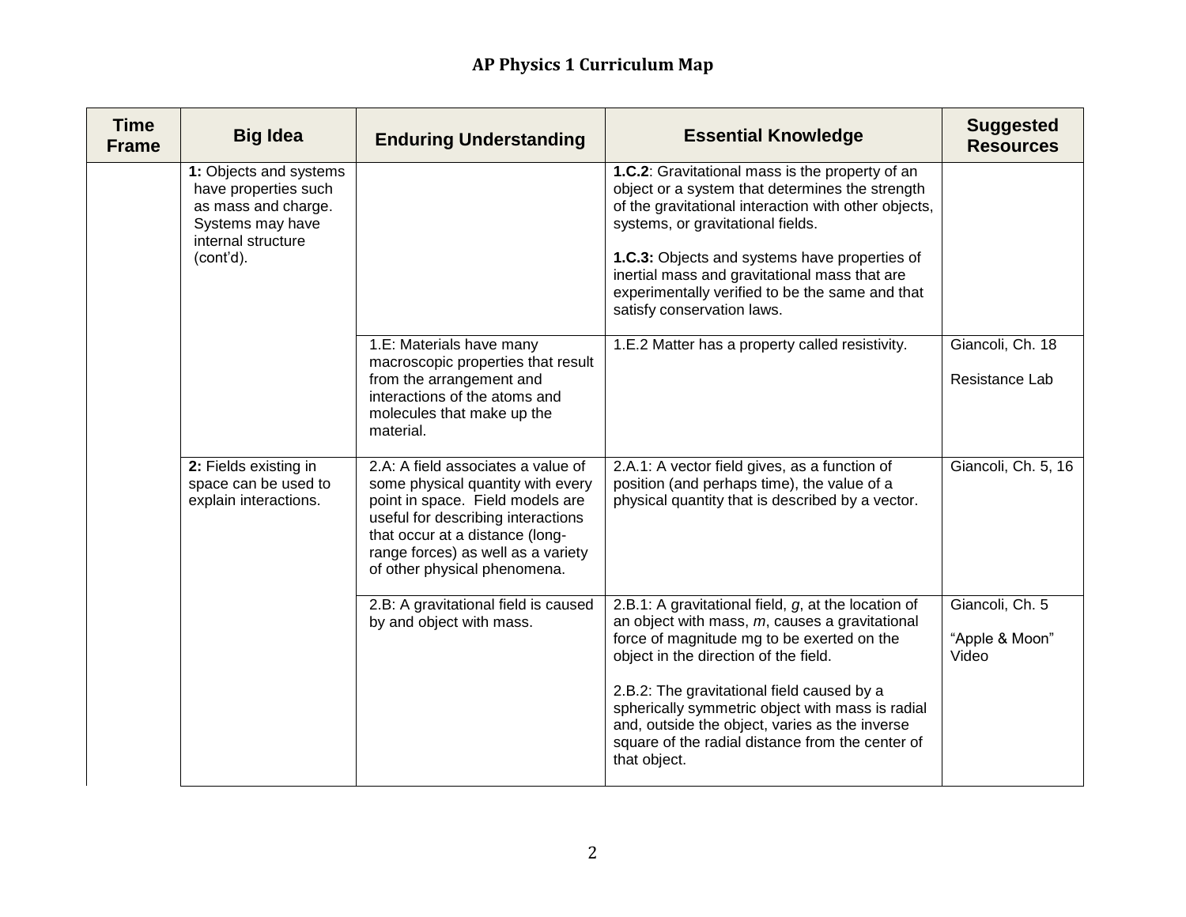# AP Physics 1 Curriculum Map

| Time Frame | Big Idea | Enduring Understanding | Essential Knowledge | Suggested Resources |
|---|---|---|---|---|
| | **1:** Objects and systems have properties such as mass and charge. Systems may have internal structure (cont'd). | | **1.C.2**: Gravitational mass is the property of an object or a system that determines the strength of the gravitational interaction with other objects, systems, or gravitational fields.<br><br>**1.C.3:** Objects and systems have properties of inertial mass and gravitational mass that are experimentally verified to be the same and that satisfy conservation laws. | |
| | | 1.E: Materials have many macroscopic properties that result from the arrangement and interactions of the atoms and molecules that make up the material. | 1.E.2 Matter has a property called resistivity. | Giancoli, Ch. 18<br><br>Resistance Lab |
| | **2:** Fields existing in space can be used to explain interactions. | 2.A: A field associates a value of some physical quantity with every point in space. Field models are useful for describing interactions that occur at a distance (long-range forces) as well as a variety of other physical phenomena. | 2.A.1: A vector field gives, as a function of position (and perhaps time), the value of a physical quantity that is described by a vector. | Giancoli, Ch. 5, 16 |
| | | 2.B: A gravitational field is caused by and object with mass. | 2.B.1: A gravitational field, $g$, at the location of an object with mass, $m$, causes a gravitational force of magnitude mg to be exerted on the object in the direction of the field.<br><br>2.B.2: The gravitational field caused by a spherically symmetric object with mass is radial and, outside the object, varies as the inverse square of the radial distance from the center of that object. | Giancoli, Ch. 5<br><br>"Apple & Moon" Video |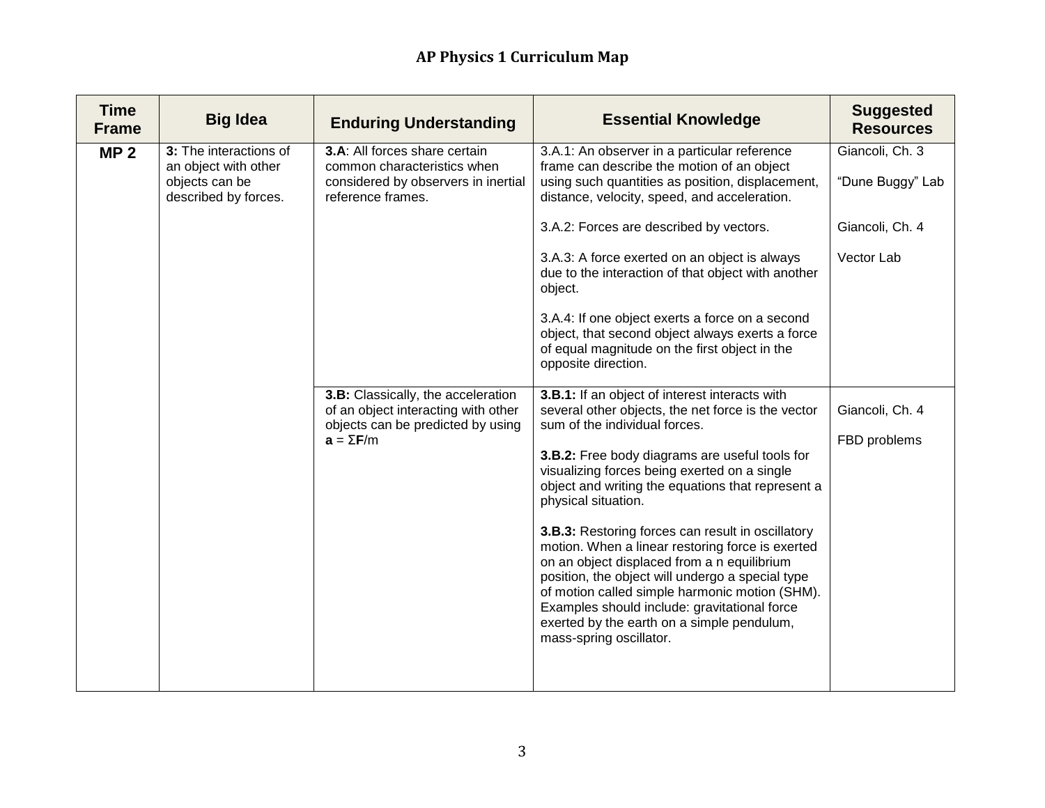## AP Physics 1 Curriculum Map

| Time Frame | Big Idea | Enduring Understanding | Essential Knowledge | Suggested Resources |
|---|---|---|---|---|
| **MP 2** | **3:** The interactions of an object with other objects can be described by forces. | **3.A**: All forces share certain common characteristics when considered by observers in inertial reference frames. | 3.A.1: An observer in a particular reference frame can describe the motion of an object using such quantities as position, displacement, distance, velocity, speed, and acceleration.<br><br>3.A.2: Forces are described by vectors.<br><br>3.A.3: A force exerted on an object is always due to the interaction of that object with another object.<br><br>3.A.4: If one object exerts a force on a second object, that second object always exerts a force of equal magnitude on the first object in the opposite direction. | Giancoli, Ch. 3<br><br>"Dune Buggy" Lab<br><br>Giancoli, Ch. 4<br><br>Vector Lab |
| | | **3.B:** Classically, the acceleration of an object interacting with other objects can be predicted by using $\mathbf{a} = \Sigma\mathbf{F}/m$ | **3.B.1:** If an object of interest interacts with several other objects, the net force is the vector sum of the individual forces.<br><br>**3.B.2:** Free body diagrams are useful tools for visualizing forces being exerted on a single object and writing the equations that represent a physical situation.<br><br>**3.B.3:** Restoring forces can result in oscillatory motion. When a linear restoring force is exerted on an object displaced from a n equilibrium position, the object will undergo a special type of motion called simple harmonic motion (SHM). Examples should include: gravitational force exerted by the earth on a simple pendulum, mass-spring oscillator. | Giancoli, Ch. 4<br><br>FBD problems |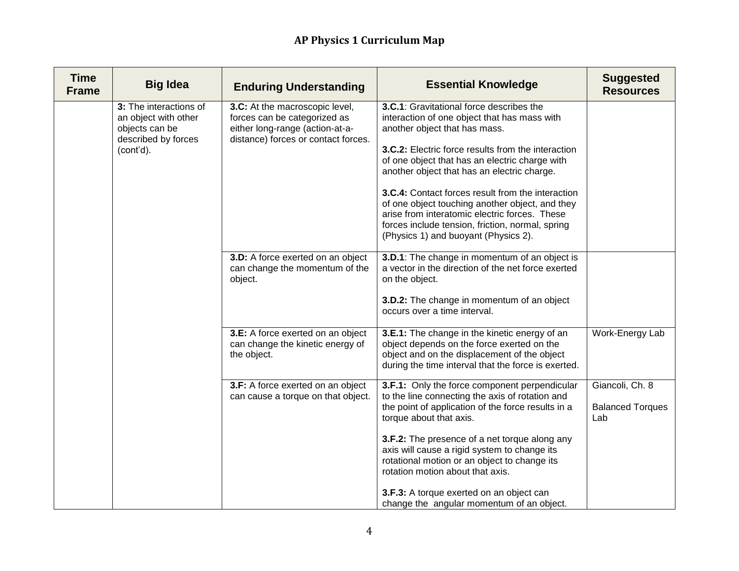# AP Physics 1 Curriculum Map

| Time Frame | Big Idea | Enduring Understanding | Essential Knowledge | Suggested Resources |
|---|---|---|---|---|
| | **3:** The interactions of an object with other objects can be described by forces (cont'd). | **3.C:** At the macroscopic level, forces can be categorized as either long-range (action-at-a-distance) forces or contact forces. | **3.C.1**: Gravitational force describes the interaction of one object that has mass with another object that has mass.<br><br>**3.C.2:** Electric force results from the interaction of one object that has an electric charge with another object that has an electric charge.<br><br>**3.C.4:** Contact forces result from the interaction of one object touching another object, and they arise from interatomic electric forces. These forces include tension, friction, normal, spring (Physics 1) and buoyant (Physics 2). | |
| | | **3.D:** A force exerted on an object can change the momentum of the object. | **3.D.1**: The change in momentum of an object is a vector in the direction of the net force exerted on the object.<br><br>**3.D.2:** The change in momentum of an object occurs over a time interval. | |
| | | **3.E:** A force exerted on an object can change the kinetic energy of the object. | **3.E.1:** The change in the kinetic energy of an object depends on the force exerted on the object and on the displacement of the object during the time interval that the force is exerted. | Work-Energy Lab |
| | | **3.F:** A force exerted on an object can cause a torque on that object. | **3.F.1:** Only the force component perpendicular to the line connecting the axis of rotation and the point of application of the force results in a torque about that axis.<br><br>**3.F.2:** The presence of a net torque along any axis will cause a rigid system to change its rotational motion or an object to change its rotation motion about that axis.<br><br>**3.F.3:** A torque exerted on an object can change the angular momentum of an object. | Giancoli, Ch. 8<br><br>Balanced Torques Lab |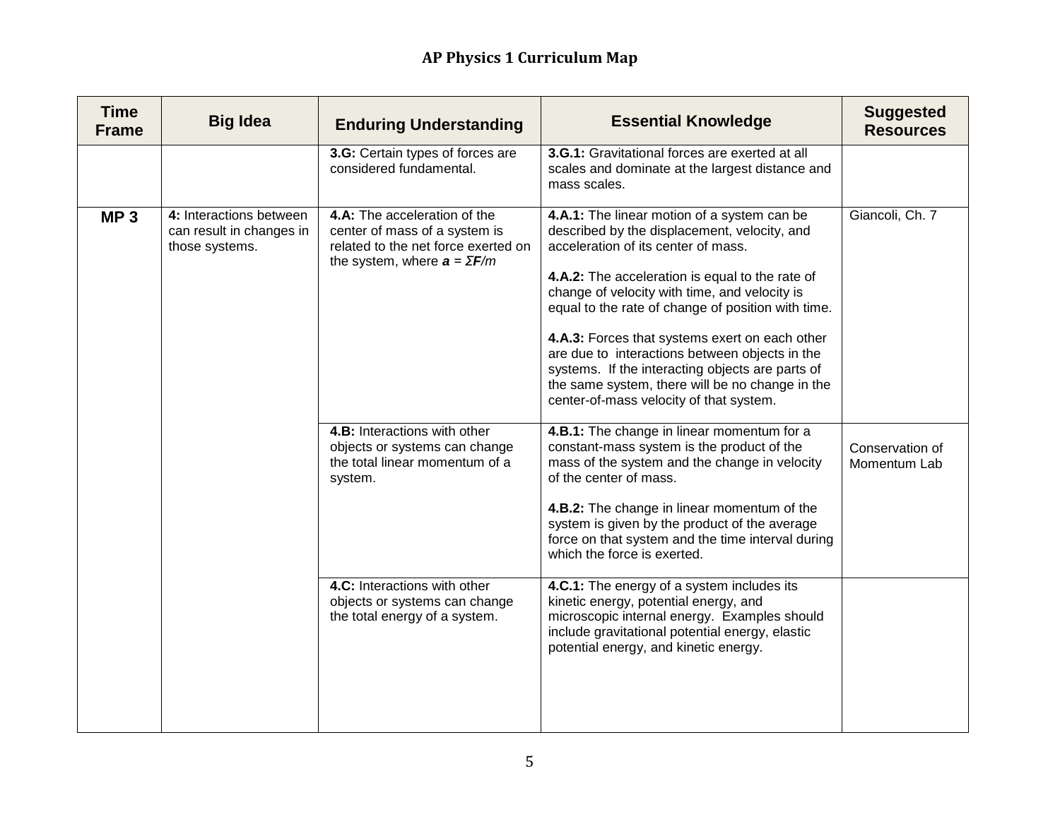## AP Physics 1 Curriculum Map

| Time Frame | Big Idea | Enduring Understanding | Essential Knowledge | Suggested Resources |
|---|---|---|---|---|
| | | **3.G:** Certain types of forces are considered fundamental. | **3.G.1:** Gravitational forces are exerted at all scales and dominate at the largest distance and mass scales. | |
| **MP 3** | **4:** Interactions between can result in changes in those systems. | **4.A:** The acceleration of the center of mass of a system is related to the net force exerted on the system, where $\boldsymbol{a} = \Sigma \boldsymbol{F}/m$ | **4.A.1:** The linear motion of a system can be described by the displacement, velocity, and acceleration of its center of mass.<br><br>**4.A.2:** The acceleration is equal to the rate of change of velocity with time, and velocity is equal to the rate of change of position with time.<br><br>**4.A.3:** Forces that systems exert on each other are due to interactions between objects in the systems. If the interacting objects are parts of the same system, there will be no change in the center-of-mass velocity of that system. | Giancoli, Ch. 7 |
| | | **4.B:** Interactions with other objects or systems can change the total linear momentum of a system. | **4.B.1:** The change in linear momentum for a constant-mass system is the product of the mass of the system and the change in velocity of the center of mass.<br><br>**4.B.2:** The change in linear momentum of the system is given by the product of the average force on that system and the time interval during which the force is exerted. | Conservation of Momentum Lab |
| | | **4.C:** Interactions with other objects or systems can change the total energy of a system. | **4.C.1:** The energy of a system includes its kinetic energy, potential energy, and microscopic internal energy. Examples should include gravitational potential energy, elastic potential energy, and kinetic energy. | |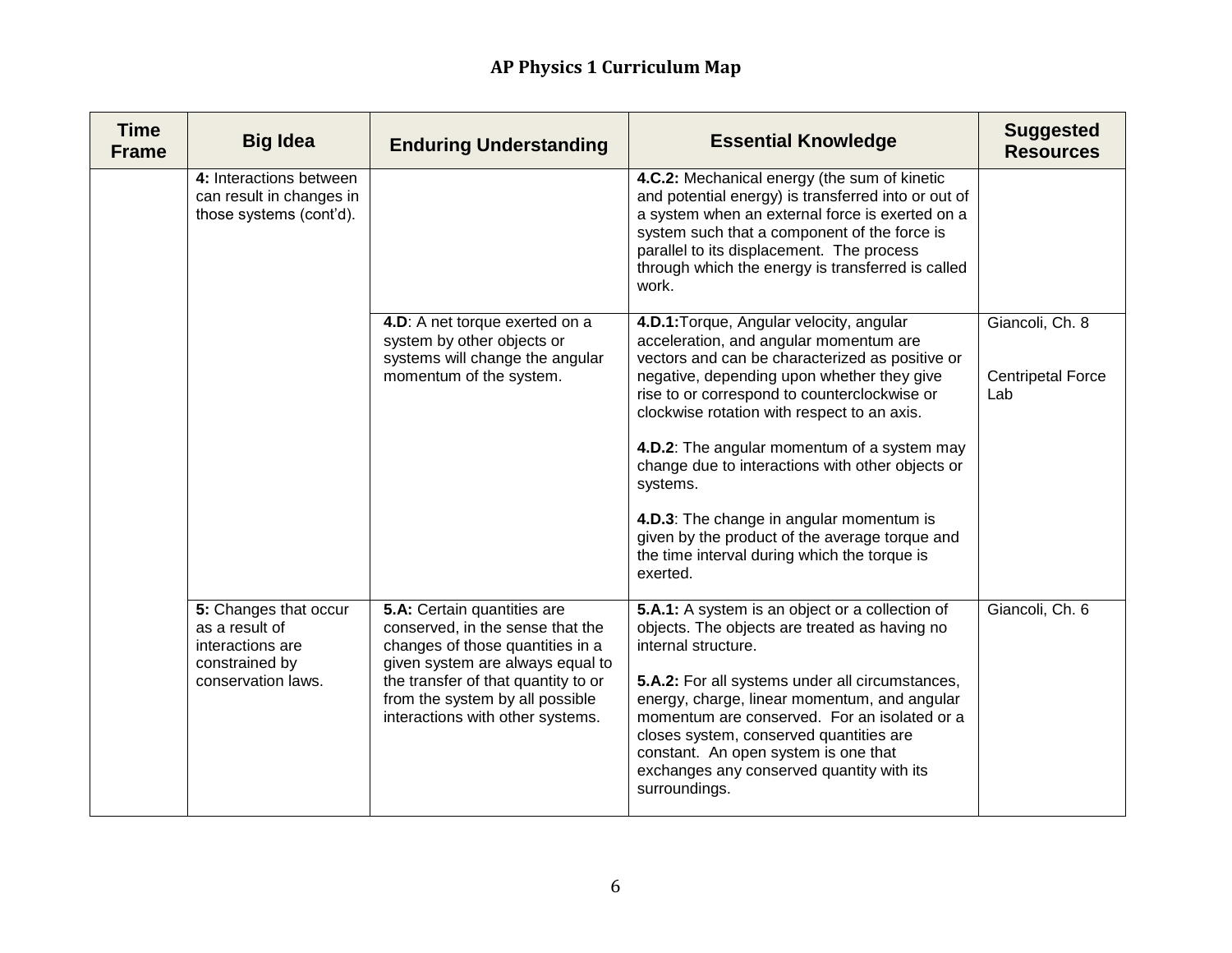# AP Physics 1 Curriculum Map

| Time Frame | Big Idea | Enduring Understanding | Essential Knowledge | Suggested Resources |
|---|---|---|---|---|
| | **4:** Interactions between can result in changes in those systems (cont'd). | | **4.C.2:** Mechanical energy (the sum of kinetic and potential energy) is transferred into or out of a system when an external force is exerted on a system such that a component of the force is parallel to its displacement. The process through which the energy is transferred is called work. | |
| | | **4.D**: A net torque exerted on a system by other objects or systems will change the angular momentum of the system. | **4.D.1:**Torque, Angular velocity, angular acceleration, and angular momentum are vectors and can be characterized as positive or negative, depending upon whether they give rise to or correspond to counterclockwise or clockwise rotation with respect to an axis.<br><br>**4.D.2**: The angular momentum of a system may change due to interactions with other objects or systems.<br><br>**4.D.3**: The change in angular momentum is given by the product of the average torque and the time interval during which the torque is exerted. | Giancoli, Ch. 8<br><br>Centripetal Force Lab |
| | **5:** Changes that occur as a result of interactions are constrained by conservation laws. | **5.A:** Certain quantities are conserved, in the sense that the changes of those quantities in a given system are always equal to the transfer of that quantity to or from the system by all possible interactions with other systems. | **5.A.1:** A system is an object or a collection of objects. The objects are treated as having no internal structure.<br><br>**5.A.2:** For all systems under all circumstances, energy, charge, linear momentum, and angular momentum are conserved. For an isolated or a closes system, conserved quantities are constant. An open system is one that exchanges any conserved quantity with its surroundings. | Giancoli, Ch. 6 |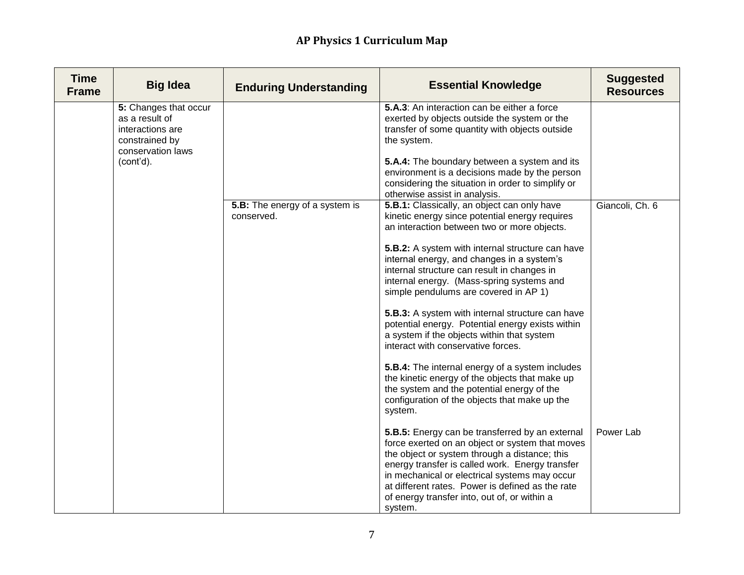## AP Physics 1 Curriculum Map

| Time Frame | Big Idea | Enduring Understanding | Essential Knowledge | Suggested Resources |
|---|---|---|---|---|
| | **5:** Changes that occur as a result of interactions are constrained by conservation laws (cont'd). | | **5.A.3**: An interaction can be either a force exerted by objects outside the system or the transfer of some quantity with objects outside the system.<br><br>**5.A.4:** The boundary between a system and its environment is a decisions made by the person considering the situation in order to simplify or otherwise assist in analysis. | |
| | | **5.B:** The energy of a system is conserved. | **5.B.1:** Classically, an object can only have kinetic energy since potential energy requires an interaction between two or more objects.<br><br>**5.B.2:** A system with internal structure can have internal energy, and changes in a system's internal structure can result in changes in internal energy. (Mass-spring systems and simple pendulums are covered in AP 1)<br><br>**5.B.3:** A system with internal structure can have potential energy. Potential energy exists within a system if the objects within that system interact with conservative forces.<br><br>**5.B.4:** The internal energy of a system includes the kinetic energy of the objects that make up the system and the potential energy of the configuration of the objects that make up the system. | Giancoli, Ch. 6 |
| | | | **5.B.5:** Energy can be transferred by an external force exerted on an object or system that moves the object or system through a distance; this energy transfer is called work. Energy transfer in mechanical or electrical systems may occur at different rates. Power is defined as the rate of energy transfer into, out of, or within a system. | Power Lab |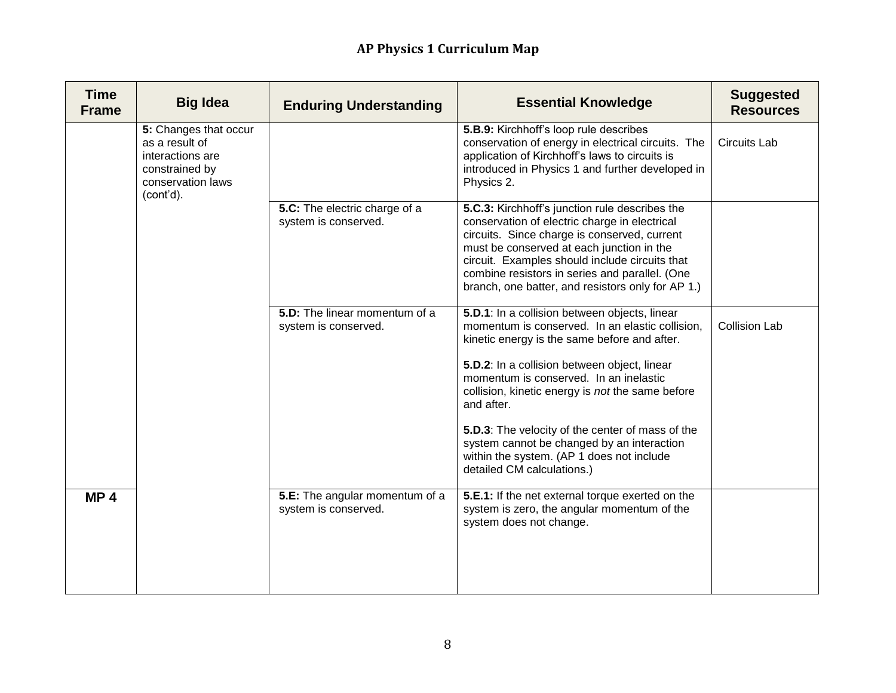# AP Physics 1 Curriculum Map

| Time Frame | Big Idea | Enduring Understanding | Essential Knowledge | Suggested Resources |
|---|---|---|---|---|
| | **5:** Changes that occur as a result of interactions are constrained by conservation laws (cont'd). | | **5.B.9:** Kirchhoff's loop rule describes conservation of energy in electrical circuits. The application of Kirchhoff's laws to circuits is introduced in Physics 1 and further developed in Physics 2. | Circuits Lab |
| | | **5.C:** The electric charge of a system is conserved. | **5.C.3:** Kirchhoff's junction rule describes the conservation of electric charge in electrical circuits. Since charge is conserved, current must be conserved at each junction in the circuit. Examples should include circuits that combine resistors in series and parallel. (One branch, one batter, and resistors only for AP 1.) | |
| | | **5.D:** The linear momentum of a system is conserved. | **5.D.1**: In a collision between objects, linear momentum is conserved. In an elastic collision, kinetic energy is the same before and after.<br><br>**5.D.2**: In a collision between object, linear momentum is conserved. In an inelastic collision, kinetic energy is *not* the same before and after.<br><br>**5.D.3**: The velocity of the center of mass of the system cannot be changed by an interaction within the system. (AP 1 does not include detailed CM calculations.) | Collision Lab |
| **MP 4** | | **5.E:** The angular momentum of a system is conserved. | **5.E.1:** If the net external torque exerted on the system is zero, the angular momentum of the system does not change. | |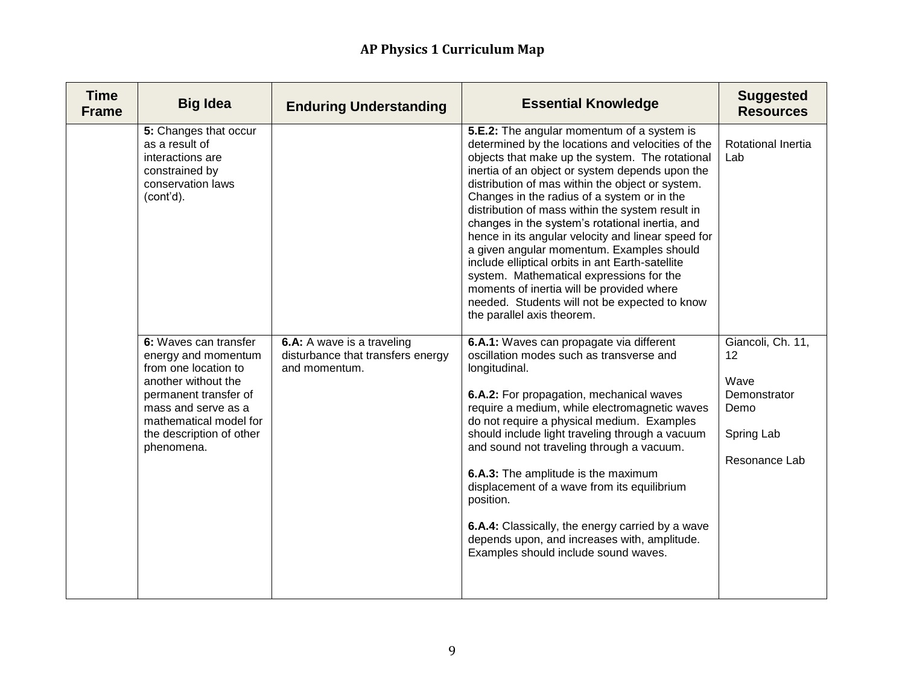## AP Physics 1 Curriculum Map

| Time Frame | Big Idea | Enduring Understanding | Essential Knowledge | Suggested Resources |
|---|---|---|---|---|
| | **5:** Changes that occur as a result of interactions are constrained by conservation laws (cont'd). | | **5.E.2:** The angular momentum of a system is determined by the locations and velocities of the objects that make up the system. The rotational inertia of an object or system depends upon the distribution of mas within the object or system. Changes in the radius of a system or in the distribution of mass within the system result in changes in the system's rotational inertia, and hence in its angular velocity and linear speed for a given angular momentum. Examples should include elliptical orbits in ant Earth-satellite system. Mathematical expressions for the moments of inertia will be provided where needed. Students will not be expected to know the parallel axis theorem. | Rotational Inertia Lab |
| | **6:** Waves can transfer energy and momentum from one location to another without the permanent transfer of mass and serve as a mathematical model for the description of other phenomena. | **6.A:** A wave is a traveling disturbance that transfers energy and momentum. | **6.A.1:** Waves can propagate via different oscillation modes such as transverse and longitudinal.<br><br>**6.A.2:** For propagation, mechanical waves require a medium, while electromagnetic waves do not require a physical medium. Examples should include light traveling through a vacuum and sound not traveling through a vacuum.<br><br>**6.A.3:** The amplitude is the maximum displacement of a wave from its equilibrium position.<br><br>**6.A.4:** Classically, the energy carried by a wave depends upon, and increases with, amplitude. Examples should include sound waves. | Giancoli, Ch. 11, 12<br><br>Wave Demonstrator Demo<br><br>Spring Lab<br><br>Resonance Lab |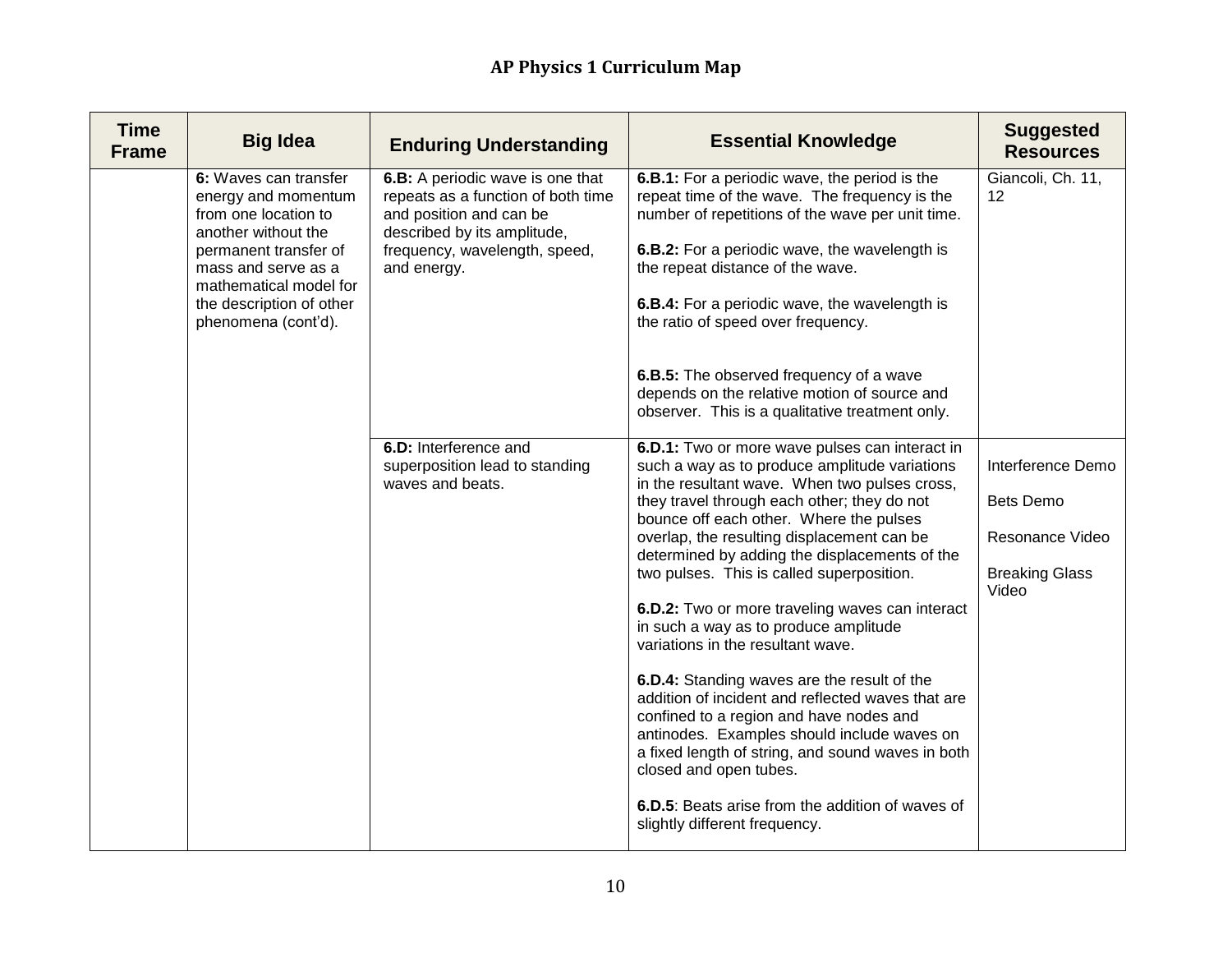# AP Physics 1 Curriculum Map

| Time Frame | Big Idea | Enduring Understanding | Essential Knowledge | Suggested Resources |
|---|---|---|---|---|
| | **6:** Waves can transfer energy and momentum from one location to another without the permanent transfer of mass and serve as a mathematical model for the description of other phenomena (cont'd). | **6.B:** A periodic wave is one that repeats as a function of both time and position and can be described by its amplitude, frequency, wavelength, speed, and energy. | **6.B.1:** For a periodic wave, the period is the repeat time of the wave. The frequency is the number of repetitions of the wave per unit time.<br><br>**6.B.2:** For a periodic wave, the wavelength is the repeat distance of the wave.<br><br>**6.B.4:** For a periodic wave, the wavelength is the ratio of speed over frequency.<br><br>**6.B.5:** The observed frequency of a wave depends on the relative motion of source and observer. This is a qualitative treatment only. | Giancoli, Ch. 11, 12 |
| | | **6.D:** Interference and superposition lead to standing waves and beats. | **6.D.1:** Two or more wave pulses can interact in such a way as to produce amplitude variations in the resultant wave. When two pulses cross, they travel through each other; they do not bounce off each other. Where the pulses overlap, the resulting displacement can be determined by adding the displacements of the two pulses. This is called superposition.<br><br>**6.D.2:** Two or more traveling waves can interact in such a way as to produce amplitude variations in the resultant wave.<br><br>**6.D.4:** Standing waves are the result of the addition of incident and reflected waves that are confined to a region and have nodes and antinodes. Examples should include waves on a fixed length of string, and sound waves in both closed and open tubes.<br><br>**6.D.5**: Beats arise from the addition of waves of slightly different frequency. | Interference Demo<br><br>Bets Demo<br><br>Resonance Video<br><br>Breaking Glass Video |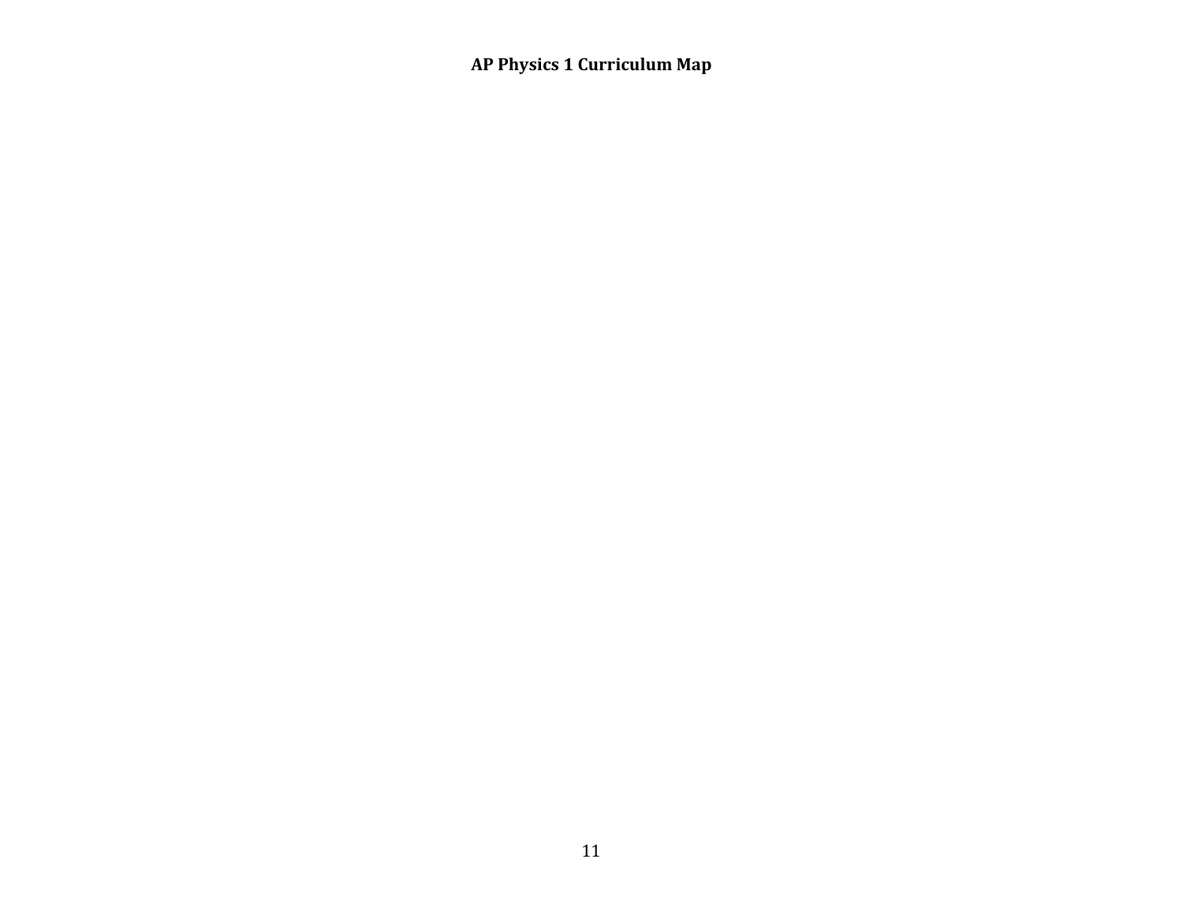# AP Physics 1 Curriculum Map